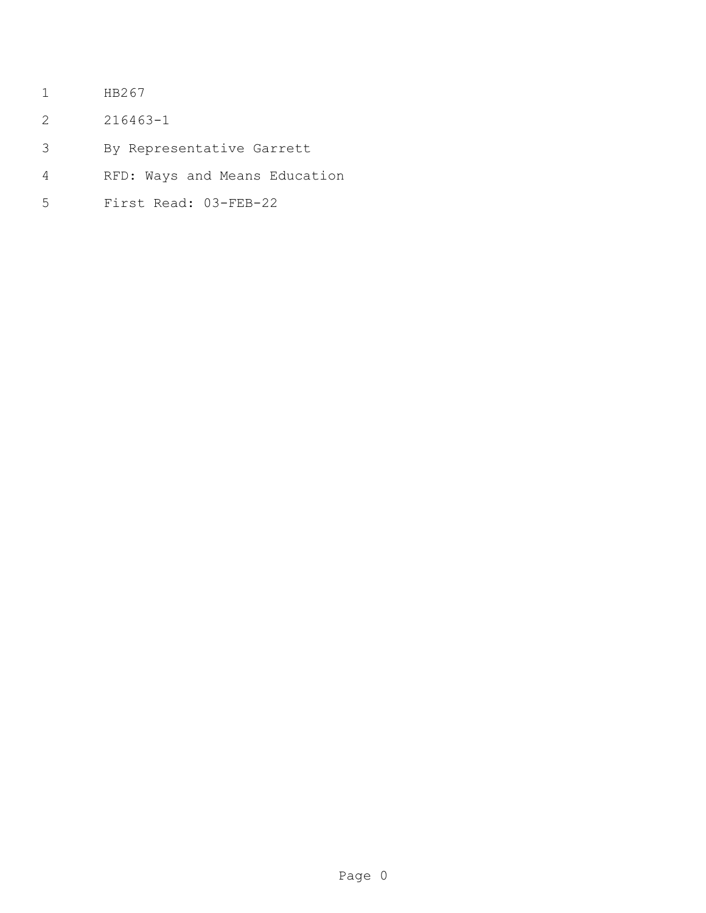HB267

216463-1

By Representative Garrett

RFD: Ways and Means Education

First Read: 03-FEB-22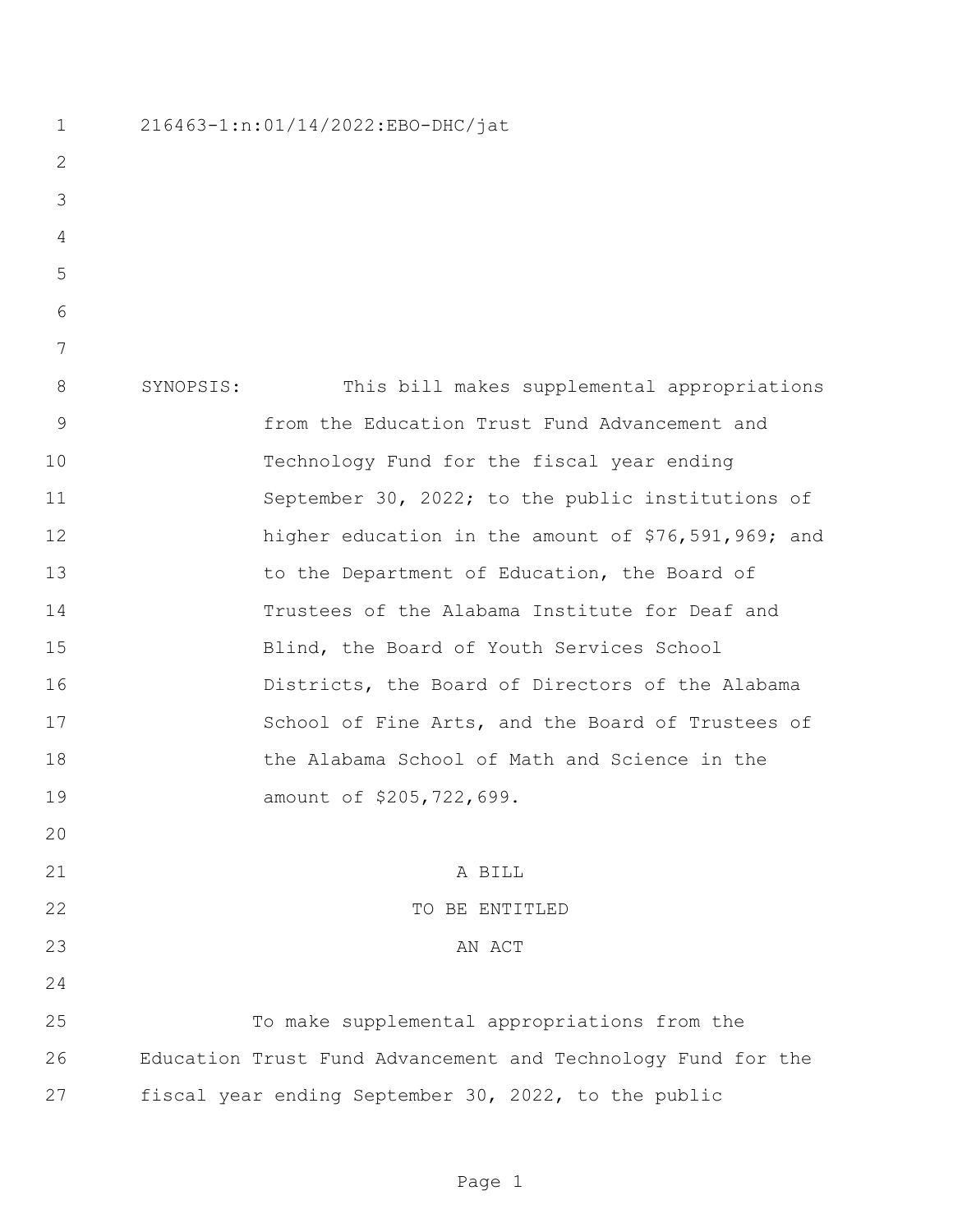216463-1:n:01/14/2022:EBO-DHC/jat

SYNOPSIS: This bill makes supplemental appropriations from the Education Trust Fund Advancement and Technology Fund for the fiscal year ending September 30, 2022; to the public institutions of higher education in the amount of $76,591,969; and to the Department of Education, the Board of Trustees of the Alabama Institute for Deaf and Blind, the Board of Youth Services School Districts, the Board of Directors of the Alabama School of Fine Arts, and the Board of Trustees of the Alabama School of Math and Science in the amount of $205,722,699.

A BILL

TO BE ENTITLED

AN ACT

To make supplemental appropriations from the Education Trust Fund Advancement and Technology Fund for the fiscal year ending September 30, 2022, to the public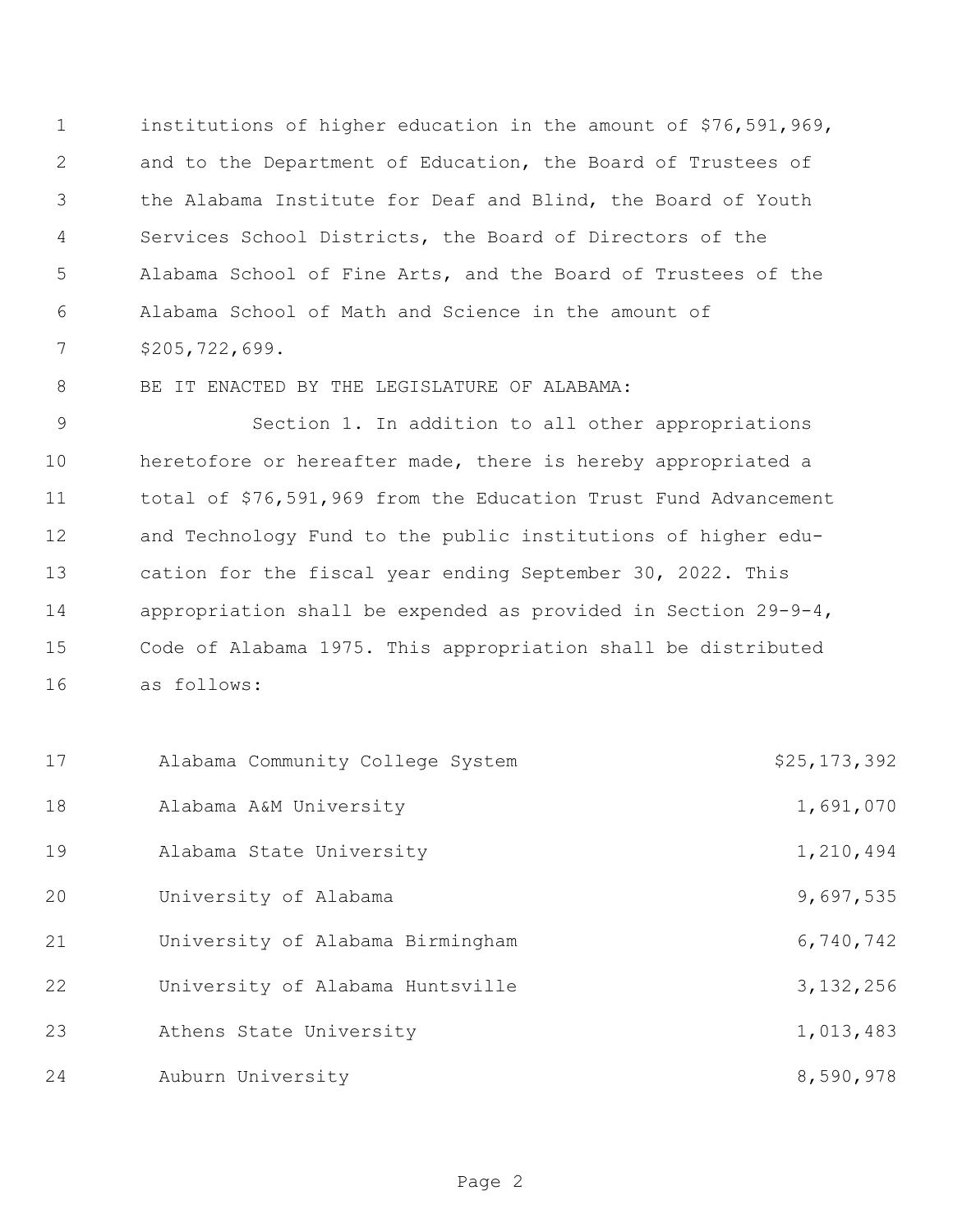institutions of higher education in the amount of $76,591,969, and to the Department of Education, the Board of Trustees of the Alabama Institute for Deaf and Blind, the Board of Youth Services School Districts, the Board of Directors of the Alabama School of Fine Arts, and the Board of Trustees of the Alabama School of Math and Science in the amount of $205,722,699.

BE IT ENACTED BY THE LEGISLATURE OF ALABAMA:

Section 1. In addition to all other appropriations heretofore or hereafter made, there is hereby appropriated a total of $76,591,969 from the Education Trust Fund Advancement and Technology Fund to the public institutions of higher education for the fiscal year ending September 30, 2022. This appropriation shall be expended as provided in Section 29-9-4, Code of Alabama 1975. This appropriation shall be distributed as follows:

| | |
|---|---|
| Alabama Community College System | $25,173,392 |
| Alabama A&M University | 1,691,070 |
| Alabama State University | 1,210,494 |
| University of Alabama | 9,697,535 |
| University of Alabama Birmingham | 6,740,742 |
| University of Alabama Huntsville | 3,132,256 |
| Athens State University | 1,013,483 |
| Auburn University | 8,590,978 |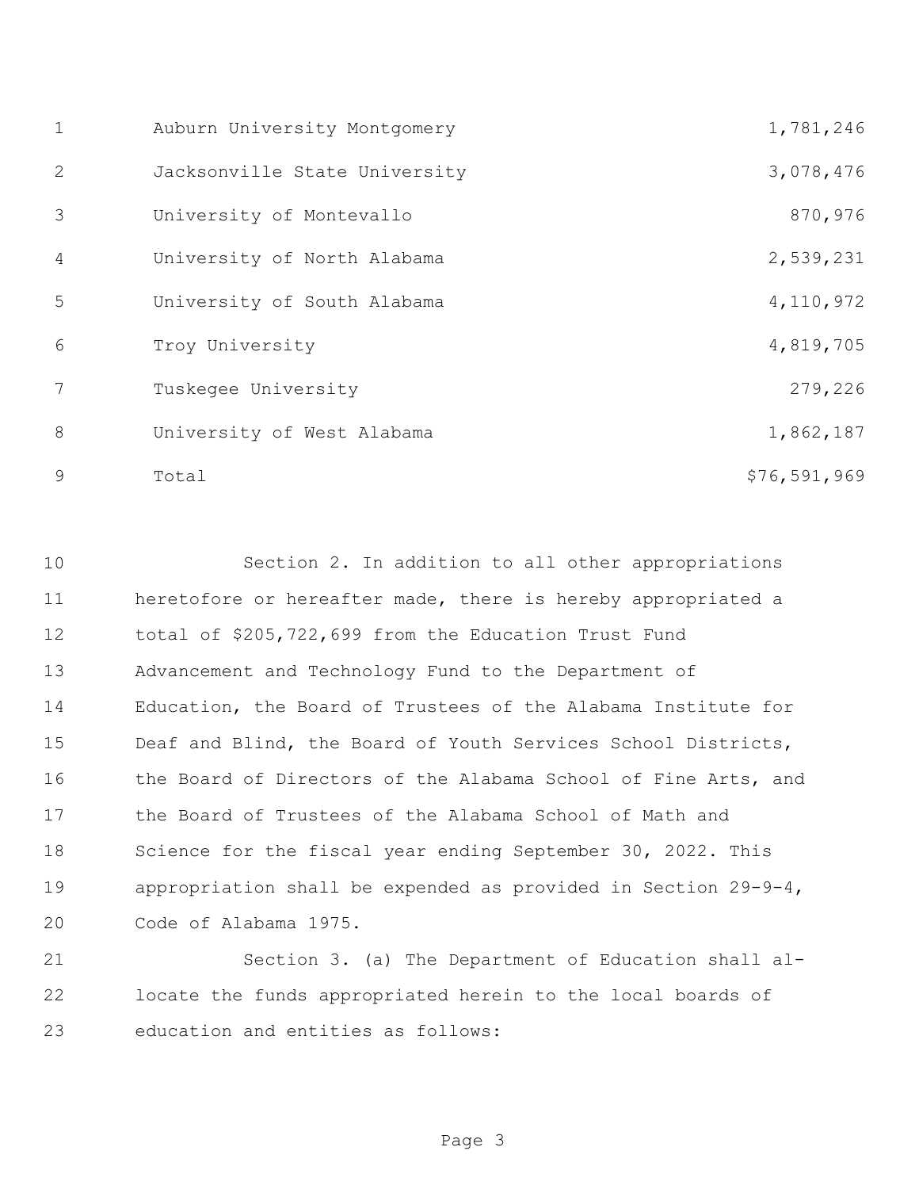| | |
|---|---|
| Auburn University Montgomery | 1,781,246 |
| Jacksonville State University | 3,078,476 |
| University of Montevallo | 870,976 |
| University of North Alabama | 2,539,231 |
| University of South Alabama | 4,110,972 |
| Troy University | 4,819,705 |
| Tuskegee University | 279,226 |
| University of West Alabama | 1,862,187 |
| Total | $76,591,969 |

Section 2. In addition to all other appropriations heretofore or hereafter made, there is hereby appropriated a total of $205,722,699 from the Education Trust Fund Advancement and Technology Fund to the Department of Education, the Board of Trustees of the Alabama Institute for Deaf and Blind, the Board of Youth Services School Districts, the Board of Directors of the Alabama School of Fine Arts, and the Board of Trustees of the Alabama School of Math and Science for the fiscal year ending September 30, 2022. This appropriation shall be expended as provided in Section 29-9-4, Code of Alabama 1975.

Section 3. (a) The Department of Education shall allocate the funds appropriated herein to the local boards of education and entities as follows: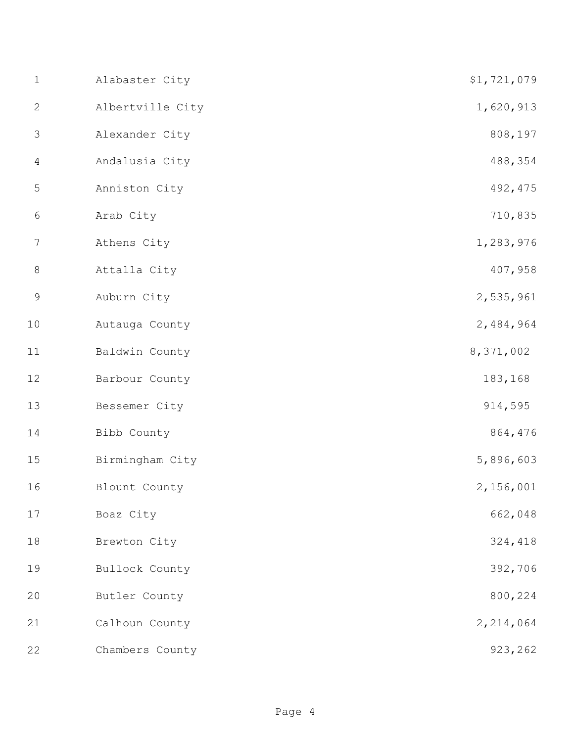| | | |
|---|---|---|
| 1 | Alabaster City | $1,721,079 |
| 2 | Albertville City | 1,620,913 |
| 3 | Alexander City | 808,197 |
| 4 | Andalusia City | 488,354 |
| 5 | Anniston City | 492,475 |
| 6 | Arab City | 710,835 |
| 7 | Athens City | 1,283,976 |
| 8 | Attalla City | 407,958 |
| 9 | Auburn City | 2,535,961 |
| 10 | Autauga County | 2,484,964 |
| 11 | Baldwin County | 8,371,002 |
| 12 | Barbour County | 183,168 |
| 13 | Bessemer City | 914,595 |
| 14 | Bibb County | 864,476 |
| 15 | Birmingham City | 5,896,603 |
| 16 | Blount County | 2,156,001 |
| 17 | Boaz City | 662,048 |
| 18 | Brewton City | 324,418 |
| 19 | Bullock County | 392,706 |
| 20 | Butler County | 800,224 |
| 21 | Calhoun County | 2,214,064 |
| 22 | Chambers County | 923,262 |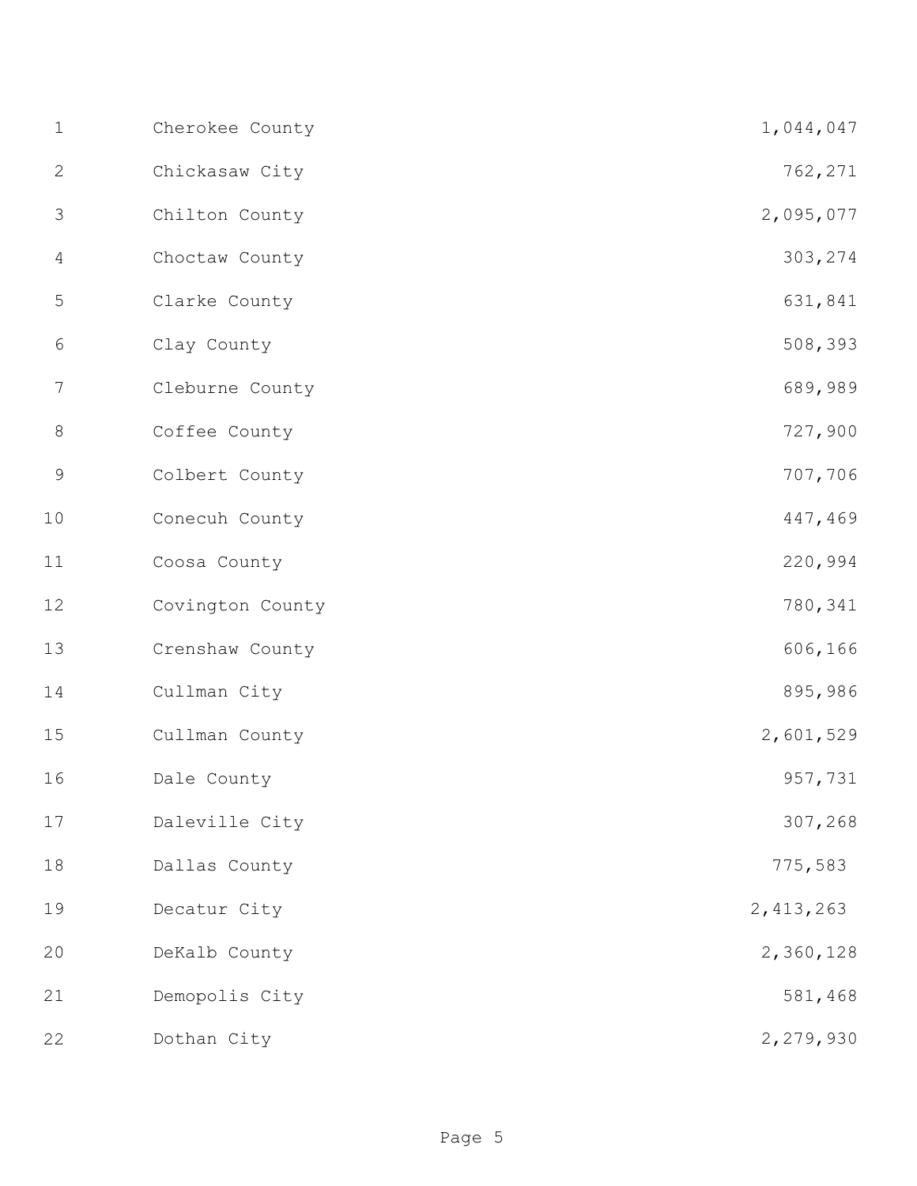| | |
|---|---|
| Cherokee County | 1,044,047 |
| Chickasaw City | 762,271 |
| Chilton County | 2,095,077 |
| Choctaw County | 303,274 |
| Clarke County | 631,841 |
| Clay County | 508,393 |
| Cleburne County | 689,989 |
| Coffee County | 727,900 |
| Colbert County | 707,706 |
| Conecuh County | 447,469 |
| Coosa County | 220,994 |
| Covington County | 780,341 |
| Crenshaw County | 606,166 |
| Cullman City | 895,986 |
| Cullman County | 2,601,529 |
| Dale County | 957,731 |
| Daleville City | 307,268 |
| Dallas County | 775,583 |
| Decatur City | 2,413,263 |
| DeKalb County | 2,360,128 |
| Demopolis City | 581,468 |
| Dothan City | 2,279,930 |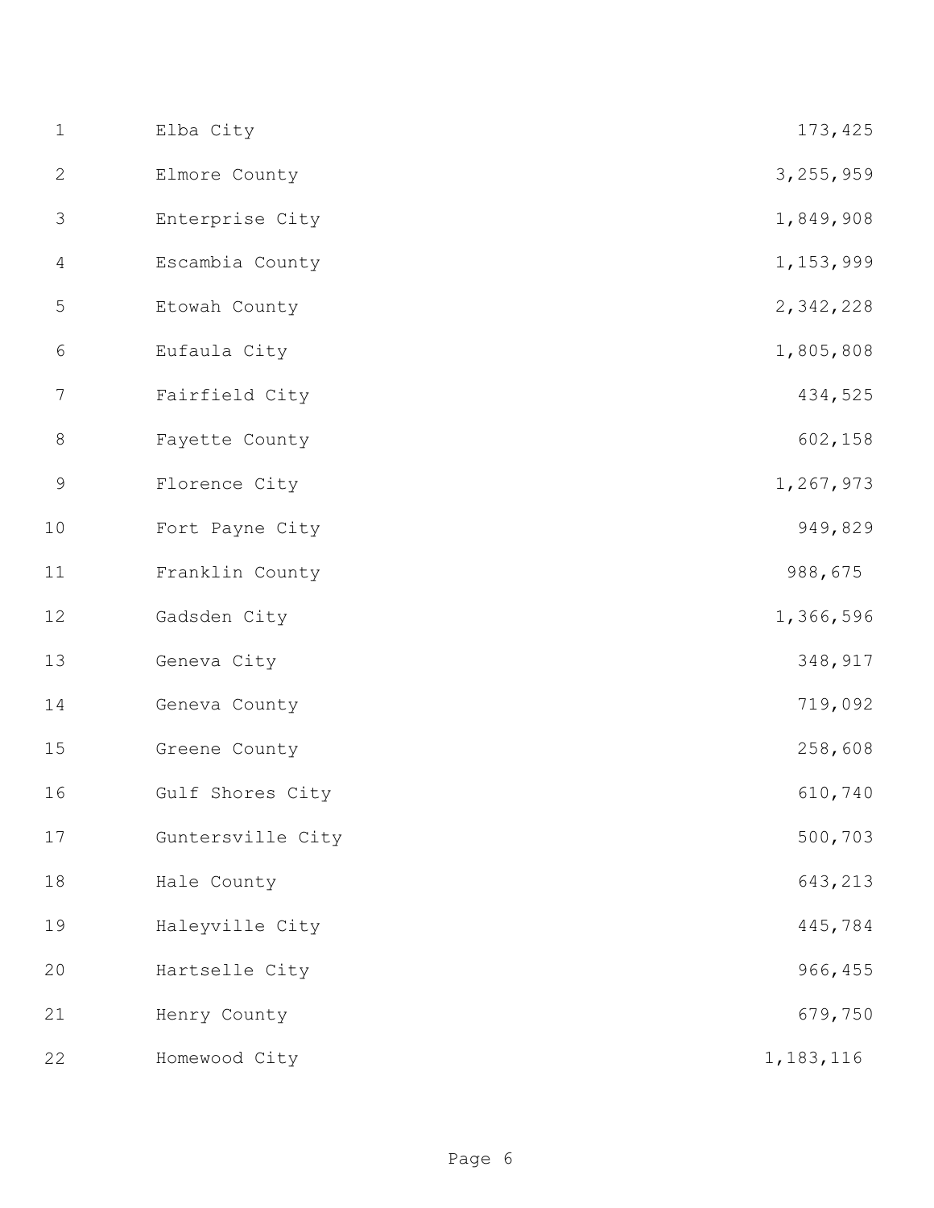| | |
|---|---|
| Elba City | 173,425 |
| Elmore County | 3,255,959 |
| Enterprise City | 1,849,908 |
| Escambia County | 1,153,999 |
| Etowah County | 2,342,228 |
| Eufaula City | 1,805,808 |
| Fairfield City | 434,525 |
| Fayette County | 602,158 |
| Florence City | 1,267,973 |
| Fort Payne City | 949,829 |
| Franklin County | 988,675 |
| Gadsden City | 1,366,596 |
| Geneva City | 348,917 |
| Geneva County | 719,092 |
| Greene County | 258,608 |
| Gulf Shores City | 610,740 |
| Guntersville City | 500,703 |
| Hale County | 643,213 |
| Haleyville City | 445,784 |
| Hartselle City | 966,455 |
| Henry County | 679,750 |
| Homewood City | 1,183,116 |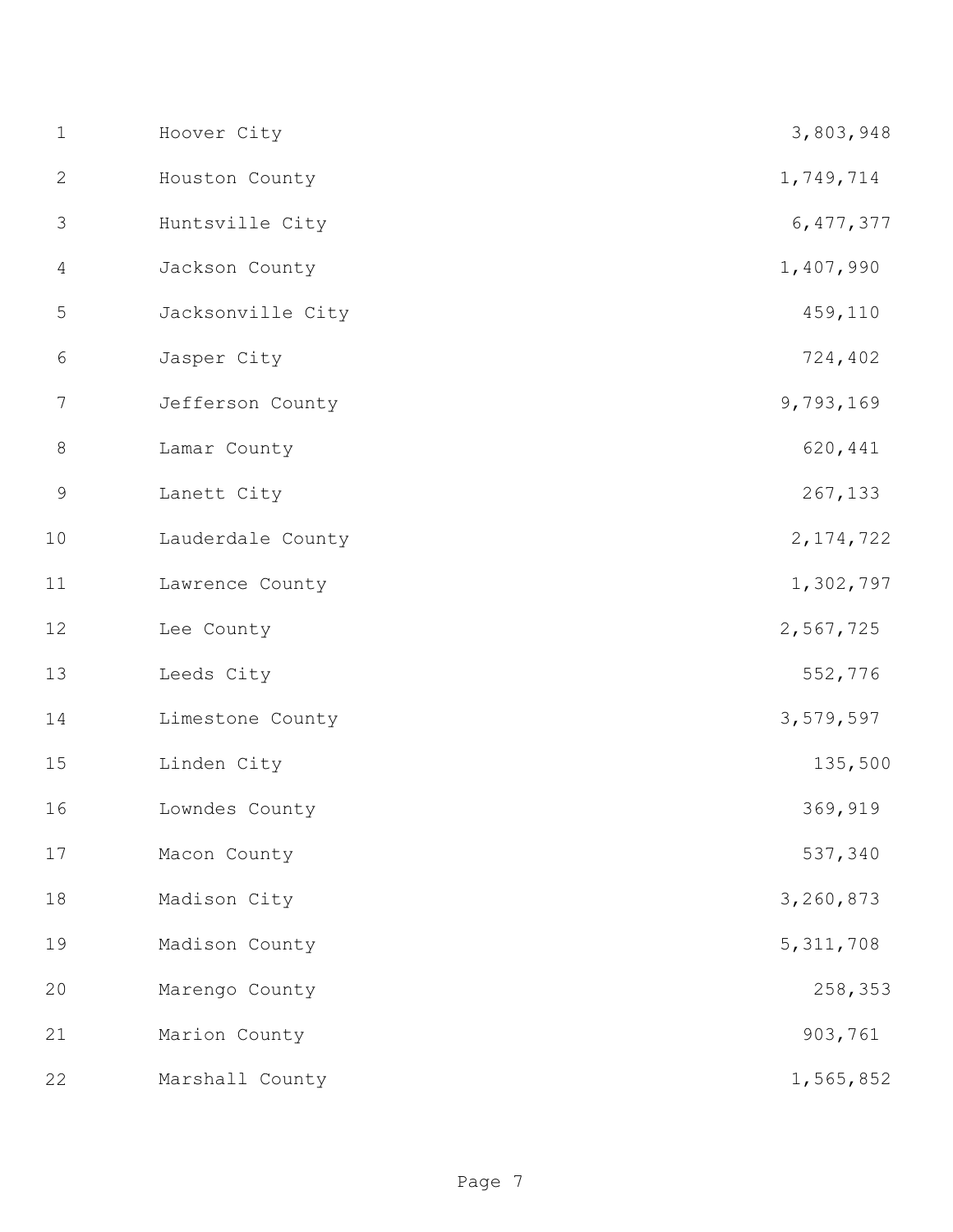| | | |
|---|---|---|
| 1 | Hoover City | 3,803,948 |
| 2 | Houston County | 1,749,714 |
| 3 | Huntsville City | 6,477,377 |
| 4 | Jackson County | 1,407,990 |
| 5 | Jacksonville City | 459,110 |
| 6 | Jasper City | 724,402 |
| 7 | Jefferson County | 9,793,169 |
| 8 | Lamar County | 620,441 |
| 9 | Lanett City | 267,133 |
| 10 | Lauderdale County | 2,174,722 |
| 11 | Lawrence County | 1,302,797 |
| 12 | Lee County | 2,567,725 |
| 13 | Leeds City | 552,776 |
| 14 | Limestone County | 3,579,597 |
| 15 | Linden City | 135,500 |
| 16 | Lowndes County | 369,919 |
| 17 | Macon County | 537,340 |
| 18 | Madison City | 3,260,873 |
| 19 | Madison County | 5,311,708 |
| 20 | Marengo County | 258,353 |
| 21 | Marion County | 903,761 |
| 22 | Marshall County | 1,565,852 |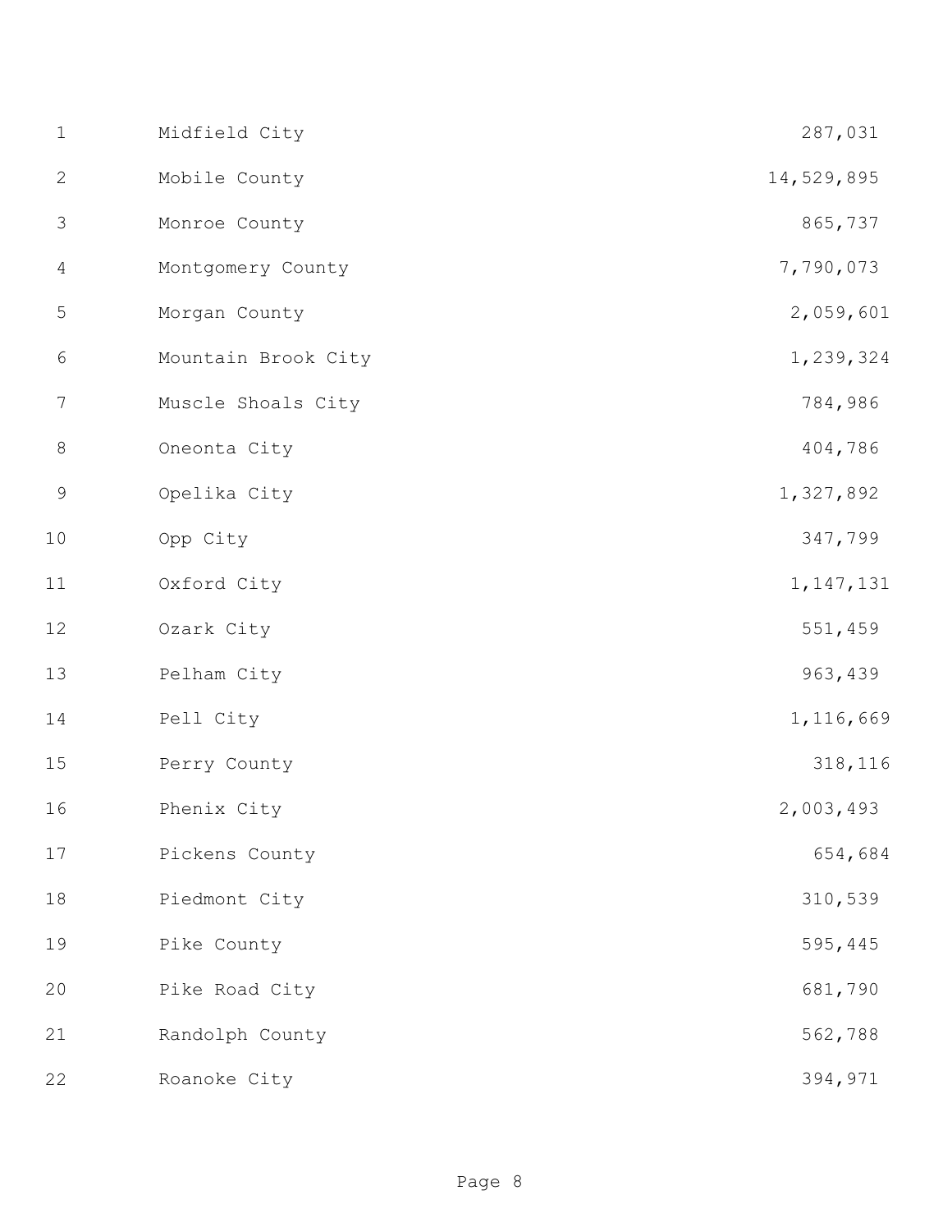| | |
|---|---|
| Midfield City | 287,031 |
| Mobile County | 14,529,895 |
| Monroe County | 865,737 |
| Montgomery County | 7,790,073 |
| Morgan County | 2,059,601 |
| Mountain Brook City | 1,239,324 |
| Muscle Shoals City | 784,986 |
| Oneonta City | 404,786 |
| Opelika City | 1,327,892 |
| Opp City | 347,799 |
| Oxford City | 1,147,131 |
| Ozark City | 551,459 |
| Pelham City | 963,439 |
| Pell City | 1,116,669 |
| Perry County | 318,116 |
| Phenix City | 2,003,493 |
| Pickens County | 654,684 |
| Piedmont City | 310,539 |
| Pike County | 595,445 |
| Pike Road City | 681,790 |
| Randolph County | 562,788 |
| Roanoke City | 394,971 |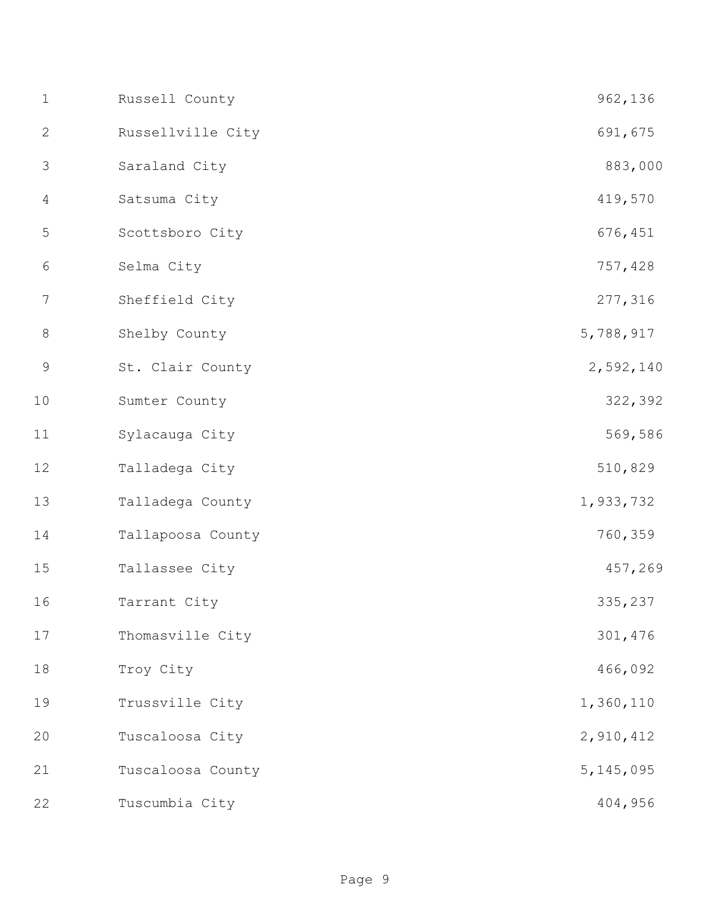| | |
|---|---|
| Russell County | 962,136 |
| Russellville City | 691,675 |
| Saraland City | 883,000 |
| Satsuma City | 419,570 |
| Scottsboro City | 676,451 |
| Selma City | 757,428 |
| Sheffield City | 277,316 |
| Shelby County | 5,788,917 |
| St. Clair County | 2,592,140 |
| Sumter County | 322,392 |
| Sylacauga City | 569,586 |
| Talladega City | 510,829 |
| Talladega County | 1,933,732 |
| Tallapoosa County | 760,359 |
| Tallassee City | 457,269 |
| Tarrant City | 335,237 |
| Thomasville City | 301,476 |
| Troy City | 466,092 |
| Trussville City | 1,360,110 |
| Tuscaloosa City | 2,910,412 |
| Tuscaloosa County | 5,145,095 |
| Tuscumbia City | 404,956 |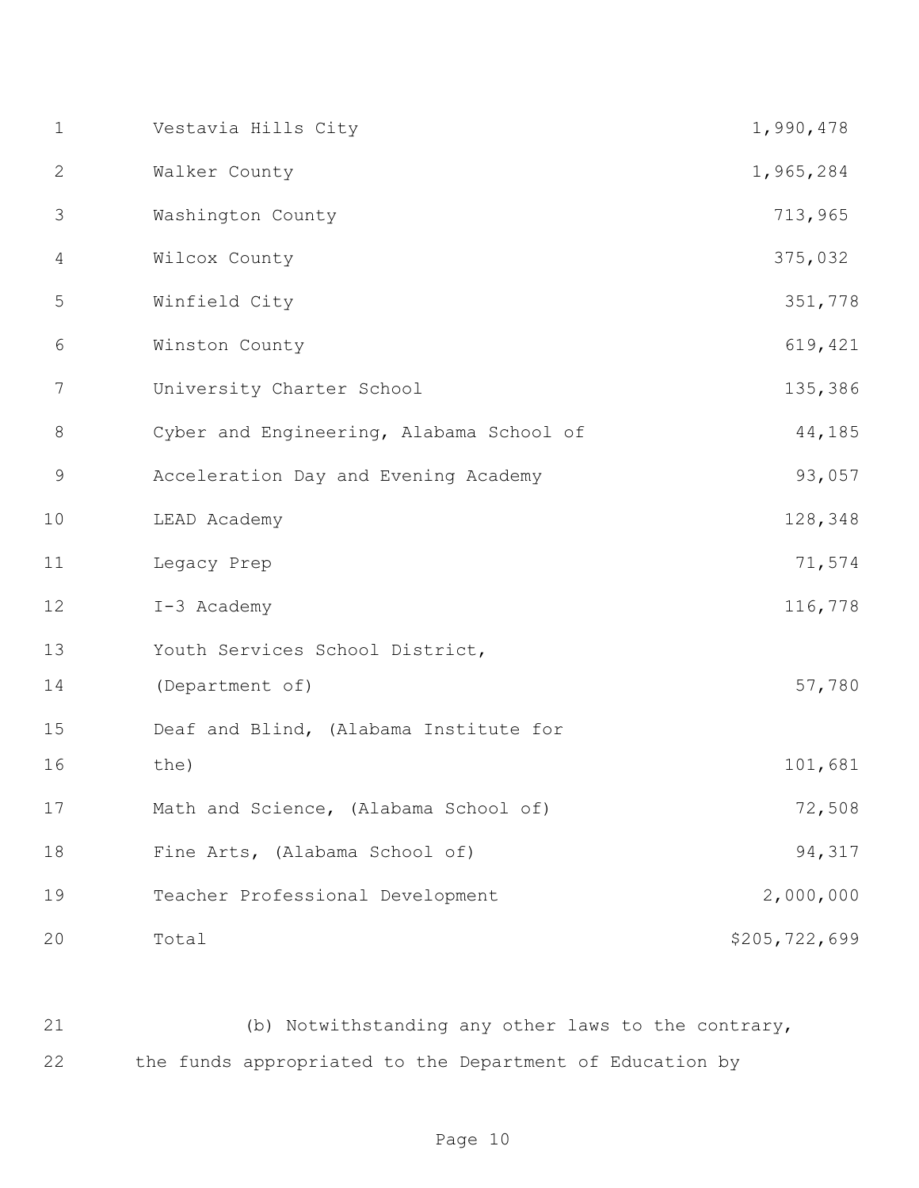| | |
|---|---|
| Vestavia Hills City | 1,990,478 |
| Walker County | 1,965,284 |
| Washington County | 713,965 |
| Wilcox County | 375,032 |
| Winfield City | 351,778 |
| Winston County | 619,421 |
| University Charter School | 135,386 |
| Cyber and Engineering, Alabama School of | 44,185 |
| Acceleration Day and Evening Academy | 93,057 |
| LEAD Academy | 128,348 |
| Legacy Prep | 71,574 |
| I-3 Academy | 116,778 |
| Youth Services School District, (Department of) | 57,780 |
| Deaf and Blind, (Alabama Institute for the) | 101,681 |
| Math and Science, (Alabama School of) | 72,508 |
| Fine Arts, (Alabama School of) | 94,317 |
| Teacher Professional Development | 2,000,000 |
| Total | $205,722,699 |

(b) Notwithstanding any other laws to the contrary, the funds appropriated to the Department of Education by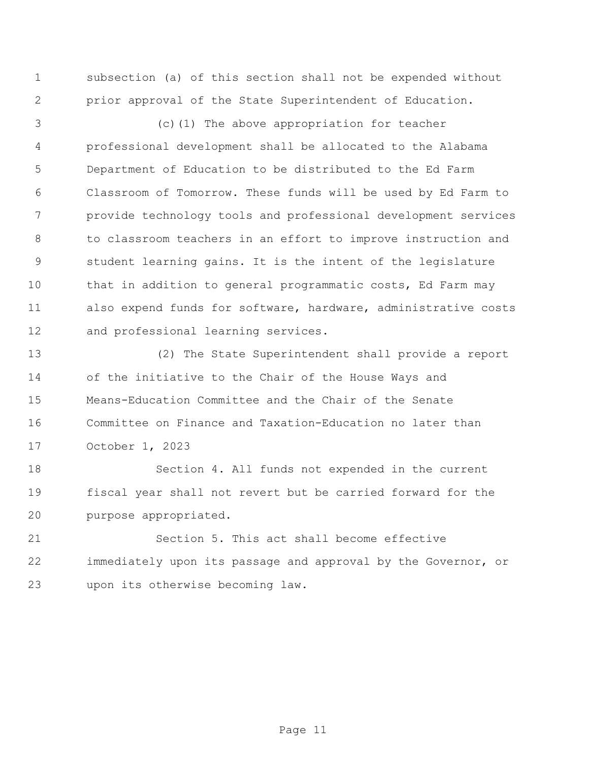subsection (a) of this section shall not be expended without prior approval of the State Superintendent of Education.

(c)(1) The above appropriation for teacher professional development shall be allocated to the Alabama Department of Education to be distributed to the Ed Farm Classroom of Tomorrow. These funds will be used by Ed Farm to provide technology tools and professional development services to classroom teachers in an effort to improve instruction and student learning gains. It is the intent of the legislature that in addition to general programmatic costs, Ed Farm may also expend funds for software, hardware, administrative costs and professional learning services.

(2) The State Superintendent shall provide a report of the initiative to the Chair of the House Ways and Means-Education Committee and the Chair of the Senate Committee on Finance and Taxation-Education no later than October 1, 2023

Section 4. All funds not expended in the current fiscal year shall not revert but be carried forward for the purpose appropriated.

Section 5. This act shall become effective immediately upon its passage and approval by the Governor, or upon its otherwise becoming law.